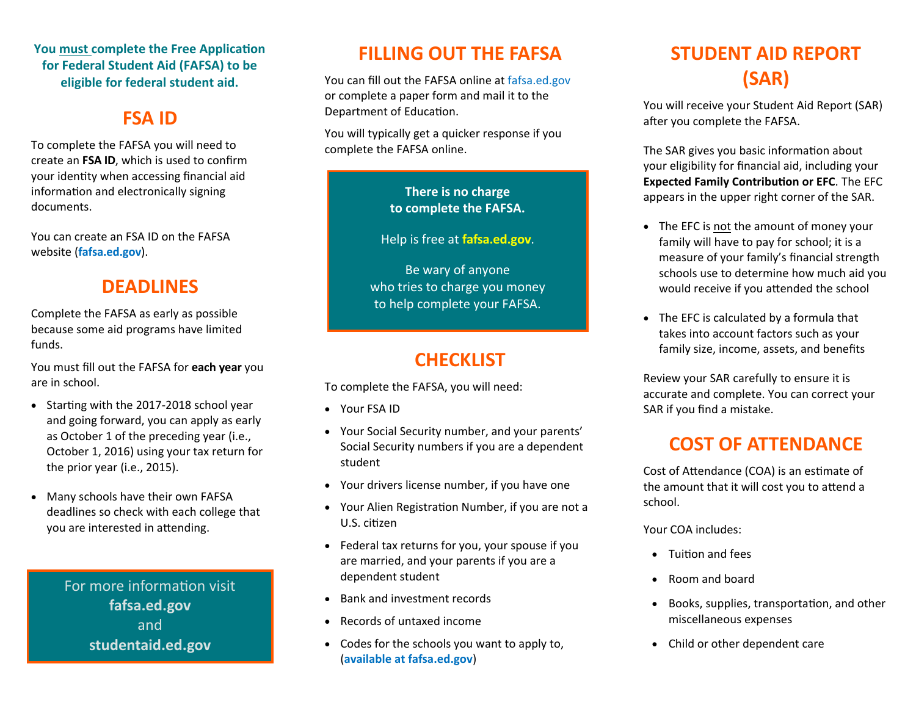**You must complete the Free Application for Federal Student Aid (FAFSA) to be eligible for federal student aid.**

## FSA ID

To complete the FAFSA you will need to create an **FSA ID**, which is used to confirm your identity when accessing financial aid information and electronically signing documents.

You can create an FSA ID on the FAFSA website (**fafsa.ed.gov**).

## DEADLINES

Complete the FAFSA as early as possible because some aid programs have limited funds.

You must fill out the FAFSA for **each year** you are in school.

- Starting with the 2017-2018 school year and going forward, you can apply as early as October 1 of the preceding year (i.e., October 1, 2016) using your tax return for the prior year (i.e., 2015).
- Many schools have their own FAFSA deadlines so check with each college that you are interested in attending.

For more information visit **fafsa.ed.gov** and **studentaid.ed.gov**

## FILLING OUT THE FAFSA

You can fill out the FAFSA online at fafsa.ed.gov or complete a paper form and mail it to the Department of Education.

You will typically get a quicker response if you complete the FAFSA online.

**There is no charge to complete the FAFSA.**

Help is free at **fafsa.ed.gov**.

Be wary of anyone who tries to charge you money to help complete your FAFSA.

## CHECKLIST

To complete the FAFSA, you will need:

- Your FSA ID
- Your Social Security number, and your parents' Social Security numbers if you are a dependent student
- Your drivers license number, if you have one
- Your Alien Registration Number, if you are not a U.S. citizen
- Federal tax returns for you, your spouse if you are married, and your parents if you are a dependent student
- Bank and investment records
- Records of untaxed income
- Codes for the schools you want to apply to, (**available at fafsa.ed.gov**)

## STUDENT AID REPORT (SAR)

You will receive your Student Aid Report (SAR) after you complete the FAFSA.

The SAR gives you basic information about your eligibility for financial aid, including your **Expected Family Contribution or EFC**. The EFC appears in the upper right corner of the SAR.

- The EFC is not the amount of money your family will have to pay for school; it is a measure of your family's financial strength schools use to determine how much aid you would receive if you attended the school
- The EFC is calculated by a formula that takes into account factors such as your family size, income, assets, and benefits

Review your SAR carefully to ensure it is accurate and complete. You can correct your SAR if you find a mistake.

## COST OF ATTENDANCE

Cost of Attendance (COA) is an estimate of the amount that it will cost you to attend a school.

Your COA includes:

- Tuition and fees
- Room and board
- Books, supplies, transportation, and other miscellaneous expenses
- Child or other dependent care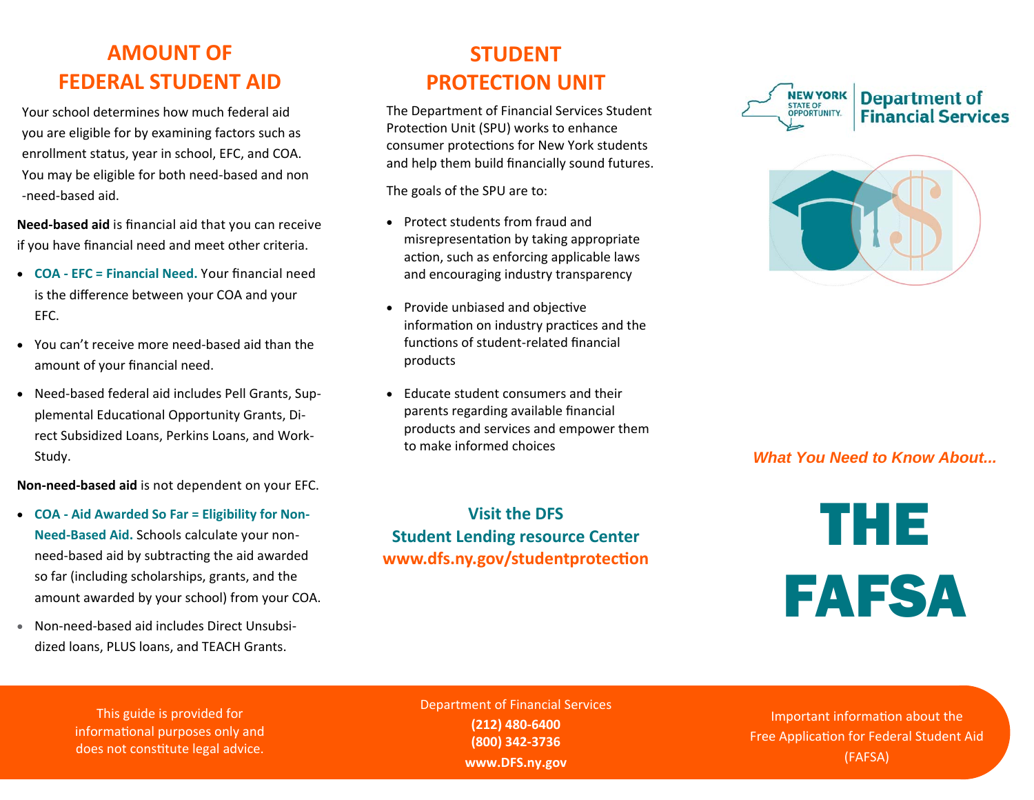## AMOUNT OF FEDERAL STUDENT AID

Your school determines how much federal aid you are eligible for by examining factors such as enrollment status, year in school, EFC, and COA. You may be eligible for both need-based and non-need-based aid.

**Need-based aid** is financial aid that you can receive if you have financial need and meet other criteria.

- **COA - EFC = Financial Need.** Your financial need is the difference between your COA and your EFC.
- You can't receive more need-based aid than the amount of your financial need.
- Need-based federal aid includes Pell Grants, Supplemental Educational Opportunity Grants, Direct Subsidized Loans, Perkins Loans, and Work-Study.

**Non-need-based aid** is not dependent on your EFC.

- **COA - Aid Awarded So Far = Eligibility for Non-Need-Based Aid.** Schools calculate your non-need-based aid by subtracting the aid awarded so far (including scholarships, grants, and the amount awarded by your school) from your COA.
- Non-need-based aid includes Direct Unsubsidized loans, PLUS loans, and TEACH Grants.

This guide is provided for informational purposes only and does not constitute legal advice.

## STUDENT PROTECTION UNIT

The Department of Financial Services Student Protection Unit (SPU) works to enhance consumer protections for New York students and help them build financially sound futures.

The goals of the SPU are to:

- Protect students from fraud and misrepresentation by taking appropriate action, such as enforcing applicable laws and encouraging industry transparency
- Provide unbiased and objective information on industry practices and the functions of student-related financial products
- Educate student consumers and their parents regarding available financial products and services and empower them to make informed choices

**Visit the DFS Student Lending resource Center**
**www.dfs.ny.gov/studentprotection**

Department of Financial Services
**(212) 480-6400**
**(800) 342-3736**
**www.DFS.ny.gov**

NEW YORK STATE OF OPPORTUNITY. | Department of Financial Services

*What You Need to Know About...*

# THE FAFSA

Important information about the Free Application for Federal Student Aid (FAFSA)